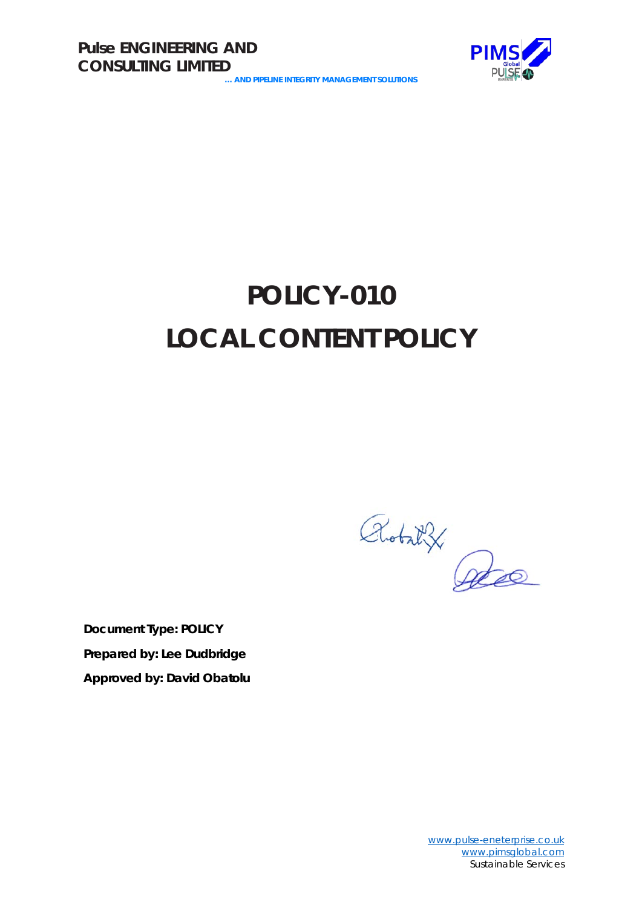Pulse ENGINEERING AND CONSULTING LIMITED

... AND PIPELINE INTEGRITY MANAGEMENT SOLUTIONS

# POLICY-010
# LOCAL CONTENT POLICY

**Document Type: POLICY**

**Prepared by: Lee Dudbridge**

**Approved by: David Obatolu**

www.pulse-eneterprise.co.uk
www.pimsglobal.com
Sustainable Services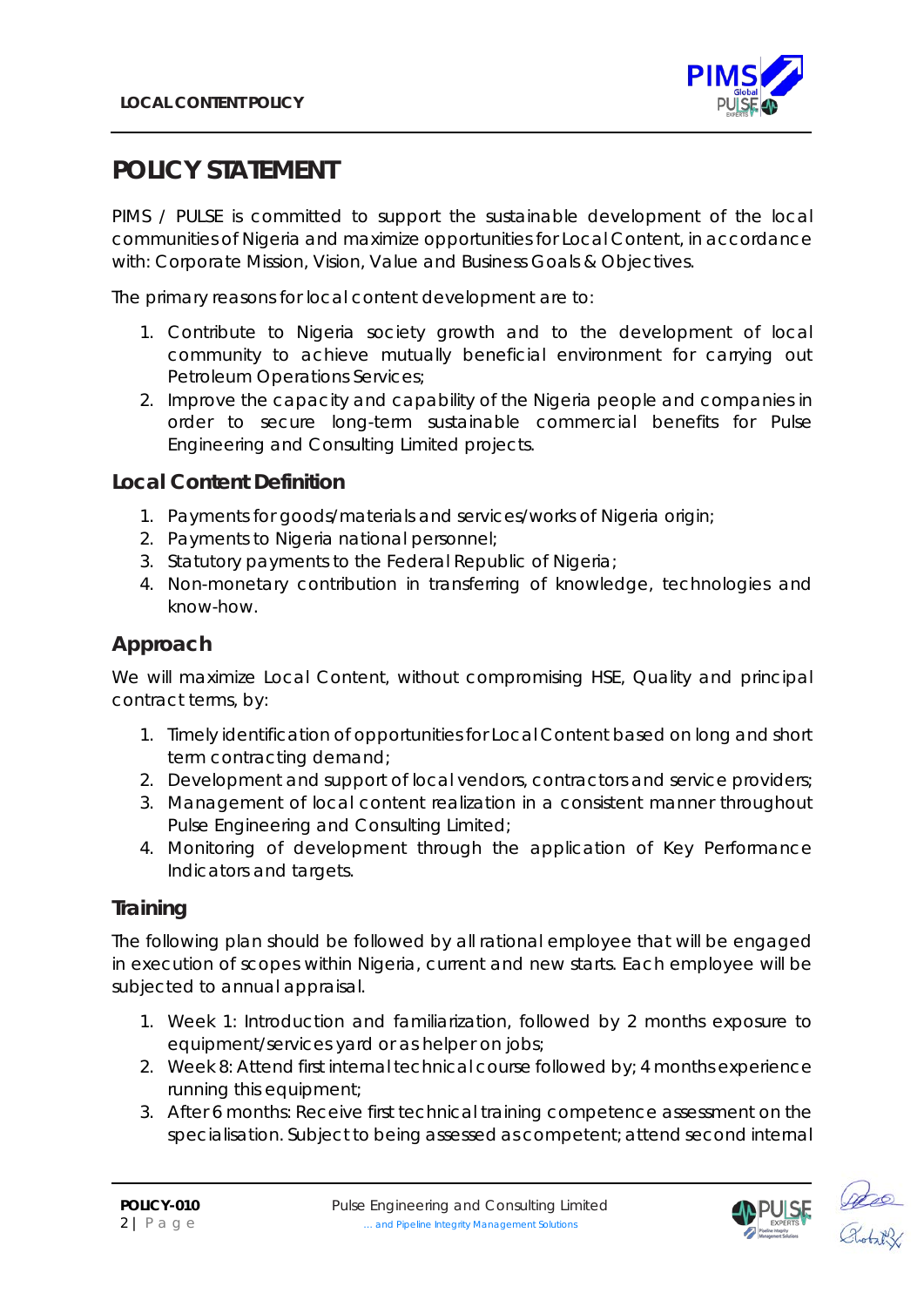# POLICY STATEMENT

PIMS / PULSE is committed to support the sustainable development of the local communities of Nigeria and maximize opportunities for Local Content, in accordance with: Corporate Mission, Vision, Value and Business Goals & Objectives.

The primary reasons for local content development are to:

1. Contribute to Nigeria society growth and to the development of local community to achieve mutually beneficial environment for carrying out Petroleum Operations Services;
2. Improve the capacity and capability of the Nigeria people and companies in order to secure long-term sustainable commercial benefits for Pulse Engineering and Consulting Limited projects.

## Local Content Definition

1. Payments for goods/materials and services/works of Nigeria origin;
2. Payments to Nigeria national personnel;
3. Statutory payments to the Federal Republic of Nigeria;
4. Non-monetary contribution in transferring of knowledge, technologies and know-how.

## Approach

We will maximize Local Content, without compromising HSE, Quality and principal contract terms, by:

1. Timely identification of opportunities for Local Content based on long and short term contracting demand;
2. Development and support of local vendors, contractors and service providers;
3. Management of local content realization in a consistent manner throughout Pulse Engineering and Consulting Limited;
4. Monitoring of development through the application of Key Performance Indicators and targets.

## Training

The following plan should be followed by all rational employee that will be engaged in execution of scopes within Nigeria, current and new starts. Each employee will be subjected to annual appraisal.

1. Week 1: Introduction and familiarization, followed by 2 months exposure to equipment/services yard or as helper on jobs;
2. Week 8: Attend first internal technical course followed by; 4 months experience running this equipment;
3. After 6 months: Receive first technical training competence assessment on the specialisation. Subject to being assessed as competent; attend second internal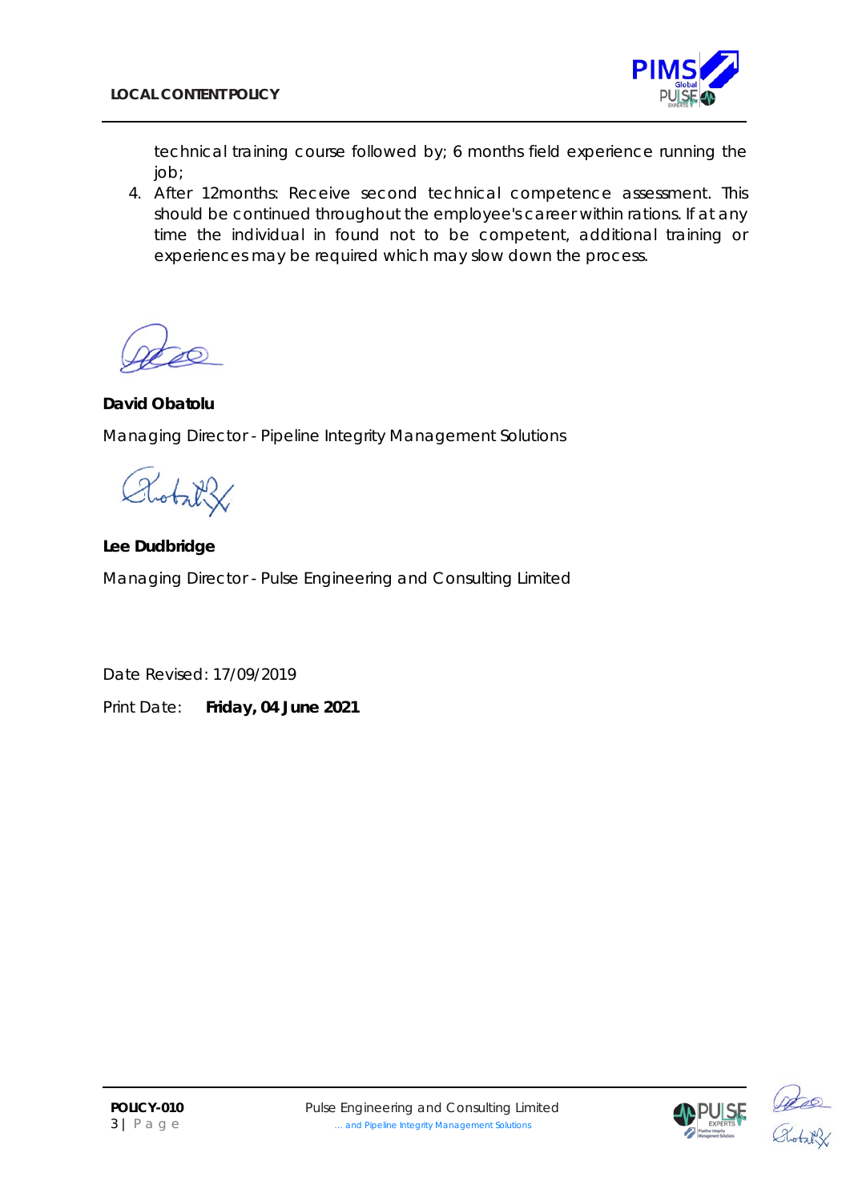technical training course followed by; 6 months field experience running the job;

4. After 12months: Receive second technical competence assessment. This should be continued throughout the employee's career within rations. If at any time the individual in found not to be competent, additional training or experiences may be required which may slow down the process.

**David Obatolu**

Managing Director - Pipeline Integrity Management Solutions

**Lee Dudbridge**

Managing Director - Pulse Engineering and Consulting Limited

Date Revised: 17/09/2019

Print Date: **Friday, 04 June 2021**